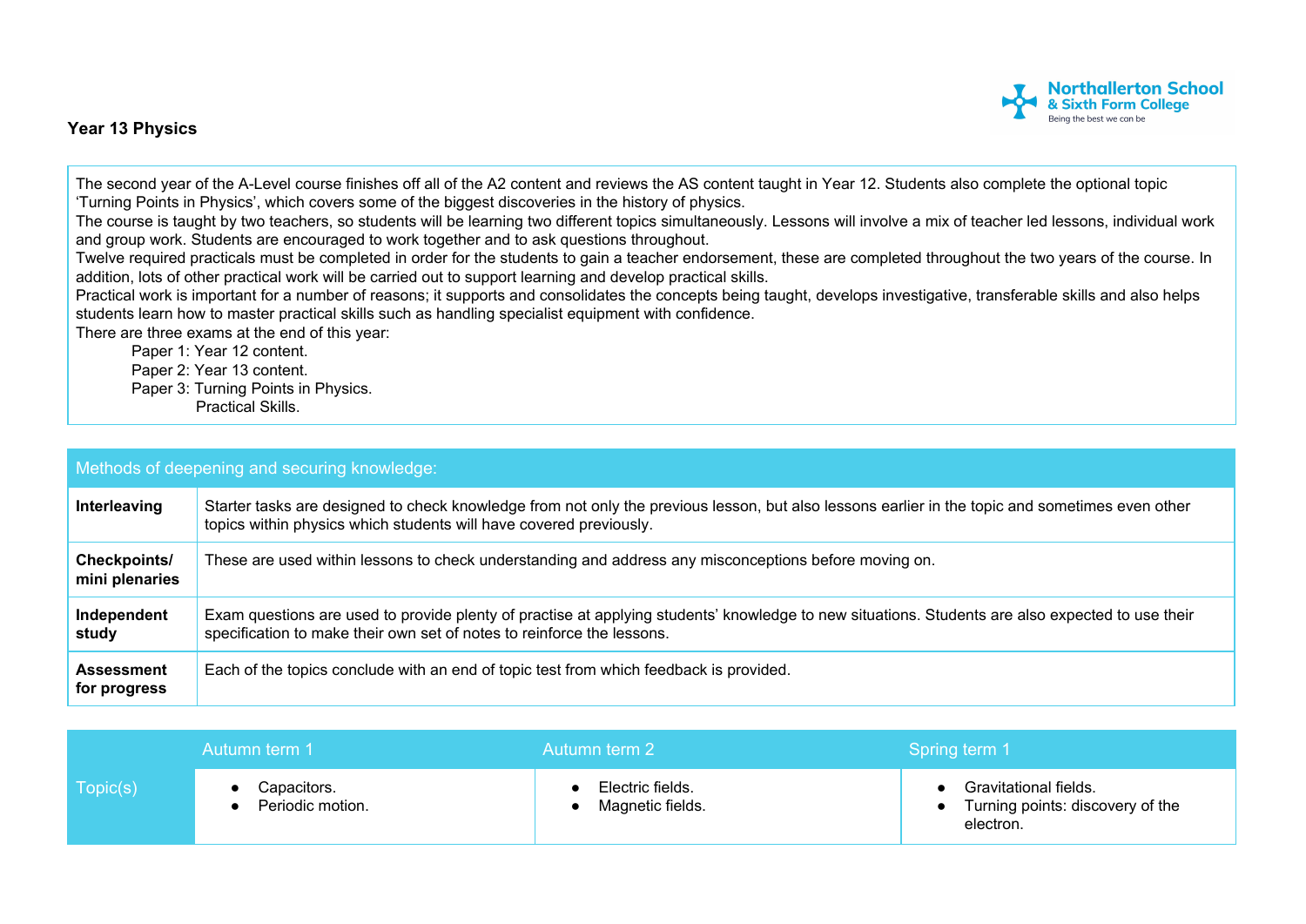Northallerton School & Sixth Form College
Being the best we can be

## Year 13 Physics

The second year of the A-Level course finishes off all of the A2 content and reviews the AS content taught in Year 12. Students also complete the optional topic 'Turning Points in Physics', which covers some of the biggest discoveries in the history of physics.
The course is taught by two teachers, so students will be learning two different topics simultaneously. Lessons will involve a mix of teacher led lessons, individual work and group work. Students are encouraged to work together and to ask questions throughout.
Twelve required practicals must be completed in order for the students to gain a teacher endorsement, these are completed throughout the two years of the course. In addition, lots of other practical work will be carried out to support learning and develop practical skills.
Practical work is important for a number of reasons; it supports and consolidates the concepts being taught, develops investigative, transferable skills and also helps students learn how to master practical skills such as handling specialist equipment with confidence.
There are three exams at the end of this year:

Paper 1: Year 12 content.
Paper 2: Year 13 content.
Paper 3: Turning Points in Physics.
Practical Skills.

| Methods of deepening and securing knowledge: | |
|---|---|
| **Interleaving** | Starter tasks are designed to check knowledge from not only the previous lesson, but also lessons earlier in the topic and sometimes even other topics within physics which students will have covered previously. |
| **Checkpoints/ mini plenaries** | These are used within lessons to check understanding and address any misconceptions before moving on. |
| **Independent study** | Exam questions are used to provide plenty of practise at applying students' knowledge to new situations. Students are also expected to use their specification to make their own set of notes to reinforce the lessons. |
| **Assessment for progress** | Each of the topics conclude with an end of topic test from which feedback is provided. |

| | Autumn term 1 | Autumn term 2 | Spring term 1 |
|---|---|---|---|
| Topic(s) | • Capacitors.<br>• Periodic motion. | • Electric fields.<br>• Magnetic fields. | • Gravitational fields.<br>• Turning points: discovery of the electron. |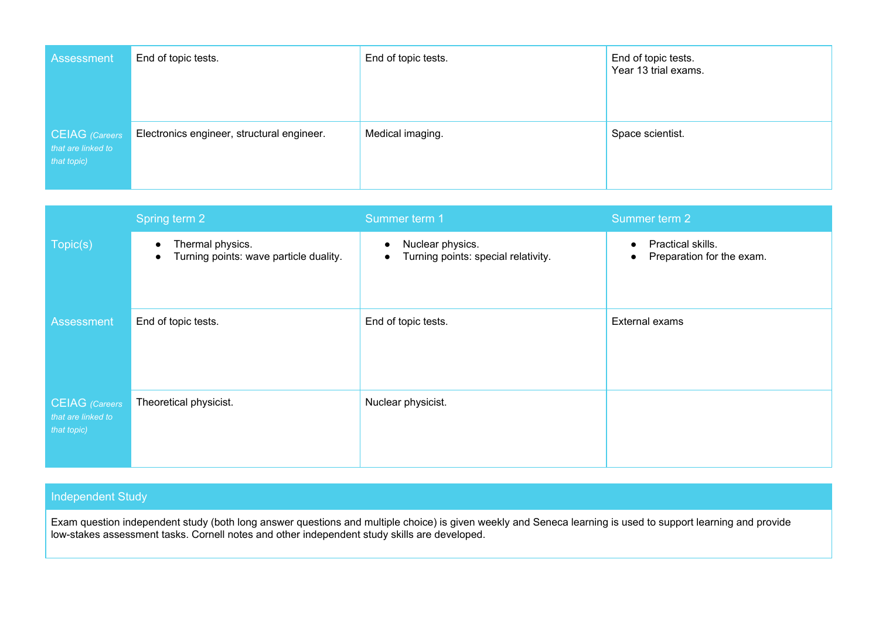| | | | |
|---|---|---|---|
| Assessment | End of topic tests. | End of topic tests. | End of topic tests.<br>Year 13 trial exams. |
| CEIAG *(Careers that are linked to that topic)* | Electronics engineer, structural engineer. | Medical imaging. | Space scientist. |

| | Spring term 2 | Summer term 1 | Summer term 2 |
|---|---|---|---|
| Topic(s) | • Thermal physics.<br>• Turning points: wave particle duality. | • Nuclear physics.<br>• Turning points: special relativity. | • Practical skills.<br>• Preparation for the exam. |
| Assessment | End of topic tests. | End of topic tests. | External exams |
| CEIAG *(Careers that are linked to that topic)* | Theoretical physicist. | Nuclear physicist. | |

| Independent Study |
|---|
| Exam question independent study (both long answer questions and multiple choice) is given weekly and Seneca learning is used to support learning and provide low-stakes assessment tasks. Cornell notes and other independent study skills are developed. |